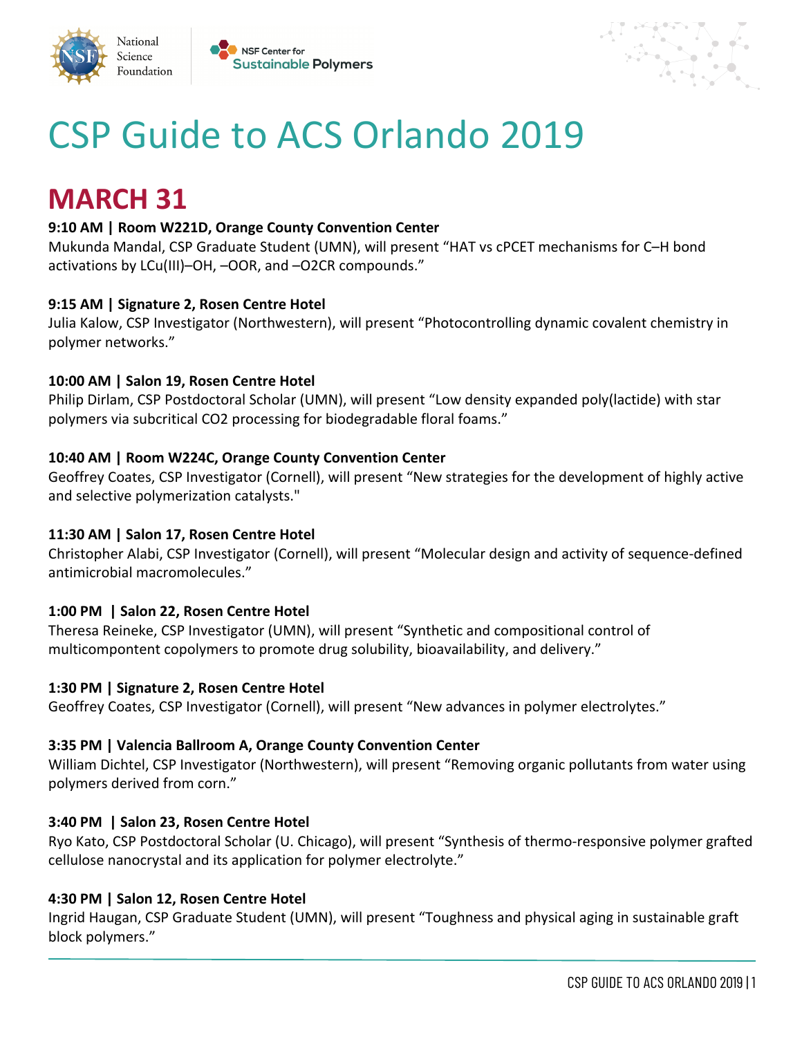National Science Foundation | NSF Center for Sustainable Polymers

# CSP Guide to ACS Orlando 2019

## MARCH 31

**9:10 AM | Room W221D, Orange County Convention Center**
Mukunda Mandal, CSP Graduate Student (UMN), will present "HAT vs cPCET mechanisms for C–H bond activations by LCu(III)–OH, –OOR, and –O2CR compounds."

**9:15 AM | Signature 2, Rosen Centre Hotel**
Julia Kalow, CSP Investigator (Northwestern), will present "Photocontrolling dynamic covalent chemistry in polymer networks."

**10:00 AM | Salon 19, Rosen Centre Hotel**
Philip Dirlam, CSP Postdoctoral Scholar (UMN), will present "Low density expanded poly(lactide) with star polymers via subcritical CO2 processing for biodegradable floral foams."

**10:40 AM | Room W224C, Orange County Convention Center**
Geoffrey Coates, CSP Investigator (Cornell), will present "New strategies for the development of highly active and selective polymerization catalysts."

**11:30 AM | Salon 17, Rosen Centre Hotel**
Christopher Alabi, CSP Investigator (Cornell), will present "Molecular design and activity of sequence-defined antimicrobial macromolecules."

**1:00 PM | Salon 22, Rosen Centre Hotel**
Theresa Reineke, CSP Investigator (UMN), will present "Synthetic and compositional control of multicompontent copolymers to promote drug solubility, bioavailability, and delivery."

**1:30 PM | Signature 2, Rosen Centre Hotel**
Geoffrey Coates, CSP Investigator (Cornell), will present "New advances in polymer electrolytes."

**3:35 PM | Valencia Ballroom A, Orange County Convention Center**
William Dichtel, CSP Investigator (Northwestern), will present "Removing organic pollutants from water using polymers derived from corn."

**3:40 PM | Salon 23, Rosen Centre Hotel**
Ryo Kato, CSP Postdoctoral Scholar (U. Chicago), will present "Synthesis of thermo-responsive polymer grafted cellulose nanocrystal and its application for polymer electrolyte."

**4:30 PM | Salon 12, Rosen Centre Hotel**
Ingrid Haugan, CSP Graduate Student (UMN), will present "Toughness and physical aging in sustainable graft block polymers."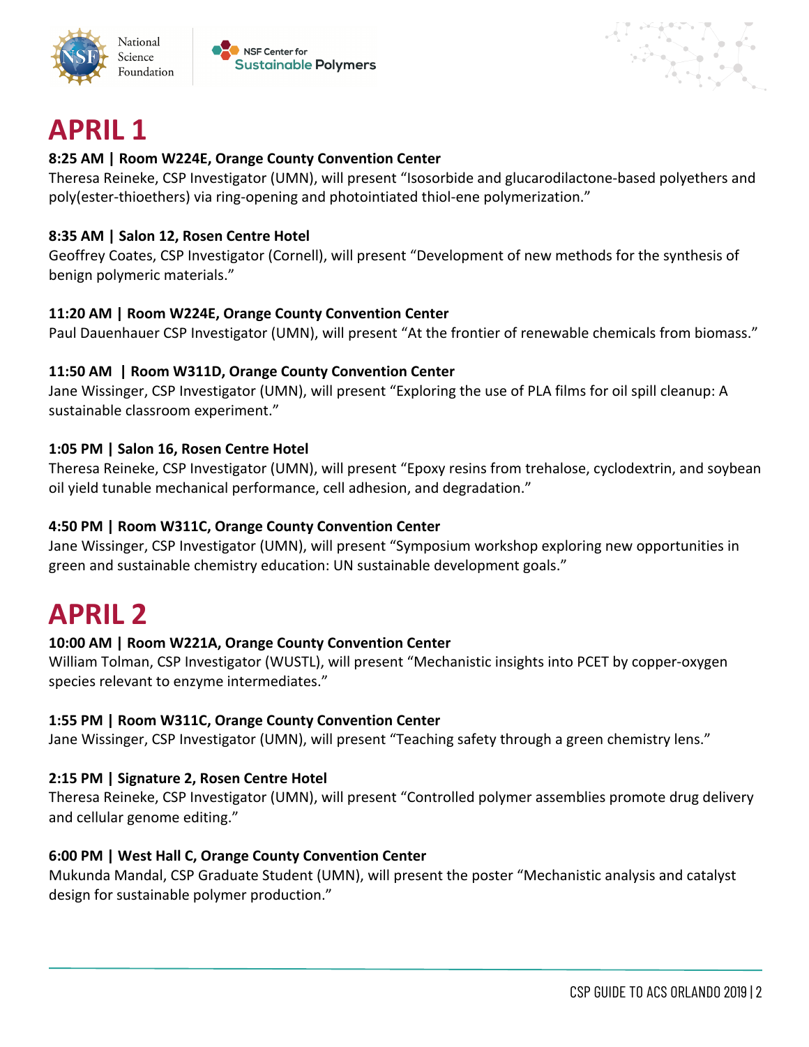# APRIL 1

**8:25 AM | Room W224E, Orange County Convention Center**
Theresa Reineke, CSP Investigator (UMN), will present "Isosorbide and glucarodilactone-based polyethers and poly(ester-thioethers) via ring-opening and photointiated thiol-ene polymerization."

**8:35 AM | Salon 12, Rosen Centre Hotel**
Geoffrey Coates, CSP Investigator (Cornell), will present "Development of new methods for the synthesis of benign polymeric materials."

**11:20 AM | Room W224E, Orange County Convention Center**
Paul Dauenhauer CSP Investigator (UMN), will present "At the frontier of renewable chemicals from biomass."

**11:50 AM | Room W311D, Orange County Convention Center**
Jane Wissinger, CSP Investigator (UMN), will present "Exploring the use of PLA films for oil spill cleanup: A sustainable classroom experiment."

**1:05 PM | Salon 16, Rosen Centre Hotel**
Theresa Reineke, CSP Investigator (UMN), will present "Epoxy resins from trehalose, cyclodextrin, and soybean oil yield tunable mechanical performance, cell adhesion, and degradation."

**4:50 PM | Room W311C, Orange County Convention Center**
Jane Wissinger, CSP Investigator (UMN), will present "Symposium workshop exploring new opportunities in green and sustainable chemistry education: UN sustainable development goals."

# APRIL 2

**10:00 AM | Room W221A, Orange County Convention Center**
William Tolman, CSP Investigator (WUSTL), will present "Mechanistic insights into PCET by copper-oxygen species relevant to enzyme intermediates."

**1:55 PM | Room W311C, Orange County Convention Center**
Jane Wissinger, CSP Investigator (UMN), will present "Teaching safety through a green chemistry lens."

**2:15 PM | Signature 2, Rosen Centre Hotel**
Theresa Reineke, CSP Investigator (UMN), will present "Controlled polymer assemblies promote drug delivery and cellular genome editing."

**6:00 PM | West Hall C, Orange County Convention Center**
Mukunda Mandal, CSP Graduate Student (UMN), will present the poster "Mechanistic analysis and catalyst design for sustainable polymer production."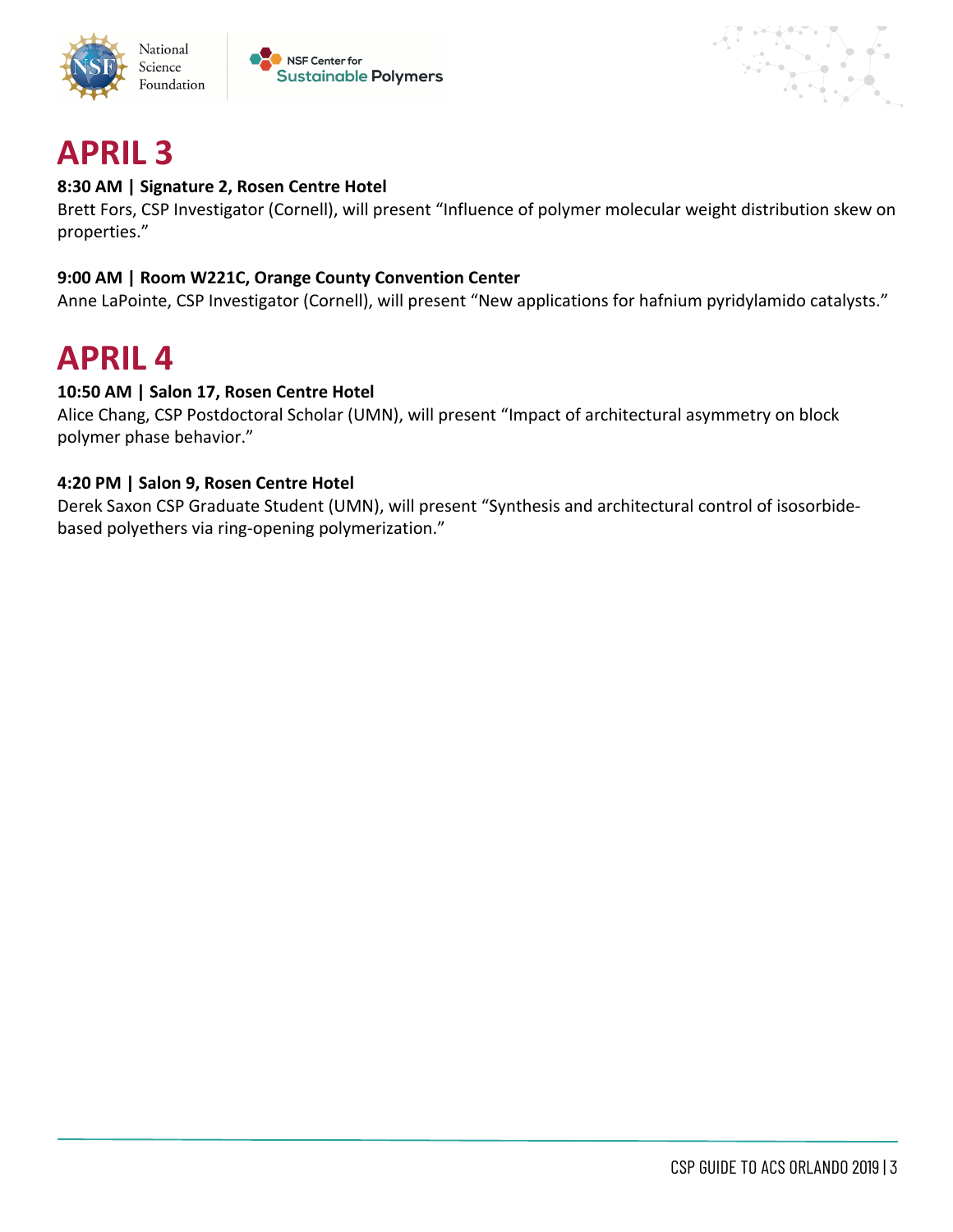# APRIL 3

**8:30 AM | Signature 2, Rosen Centre Hotel**

Brett Fors, CSP Investigator (Cornell), will present "Influence of polymer molecular weight distribution skew on properties."

**9:00 AM | Room W221C, Orange County Convention Center**

Anne LaPointe, CSP Investigator (Cornell), will present "New applications for hafnium pyridylamido catalysts."

# APRIL 4

**10:50 AM | Salon 17, Rosen Centre Hotel**

Alice Chang, CSP Postdoctoral Scholar (UMN), will present "Impact of architectural asymmetry on block polymer phase behavior."

**4:20 PM | Salon 9, Rosen Centre Hotel**

Derek Saxon CSP Graduate Student (UMN), will present "Synthesis and architectural control of isosorbide-based polyethers via ring-opening polymerization."